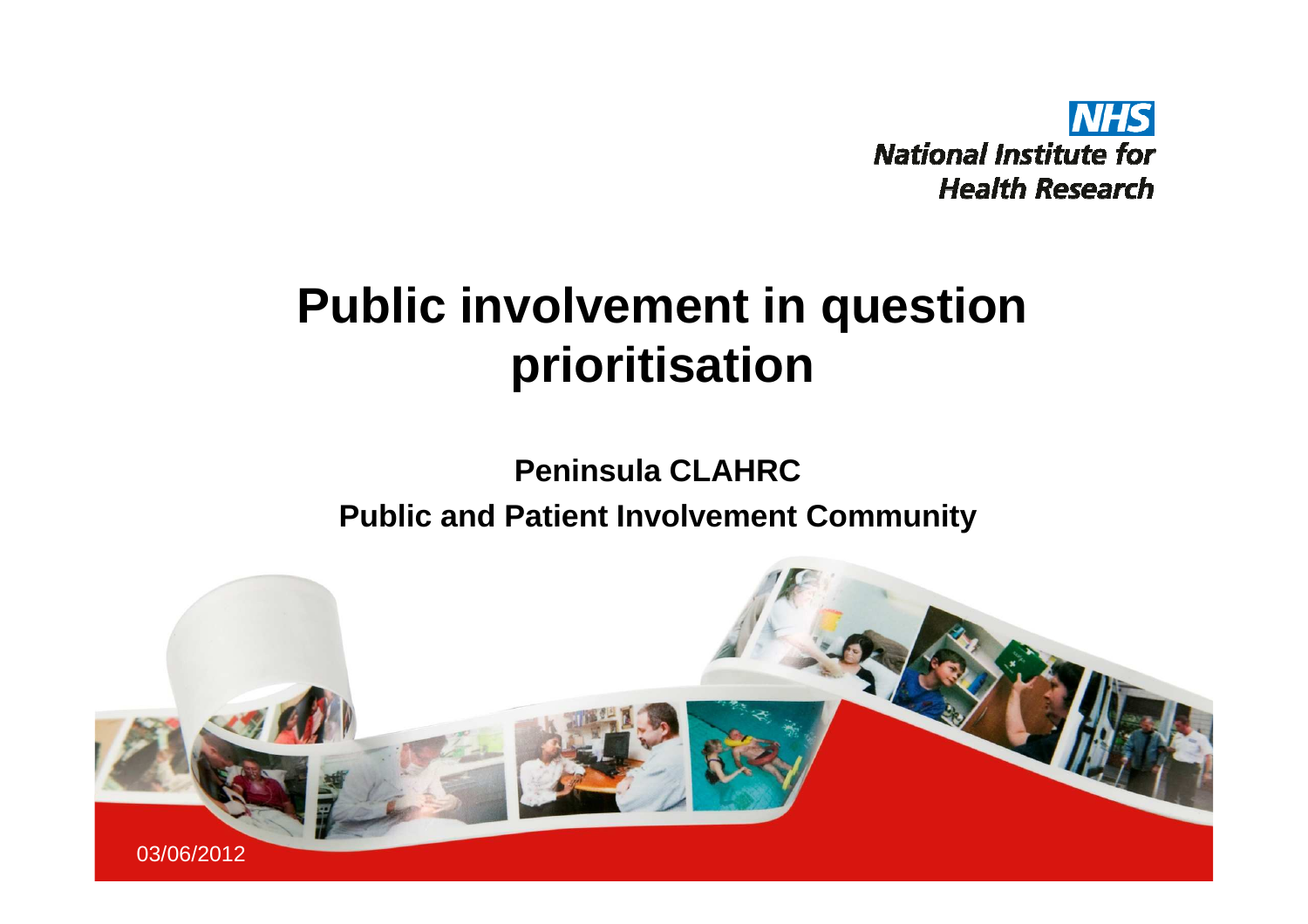NHS National Institute for Health Research

# Public involvement in question prioritisation

**Peninsula CLAHRC**

**Public and Patient Involvement Community**

03/06/2012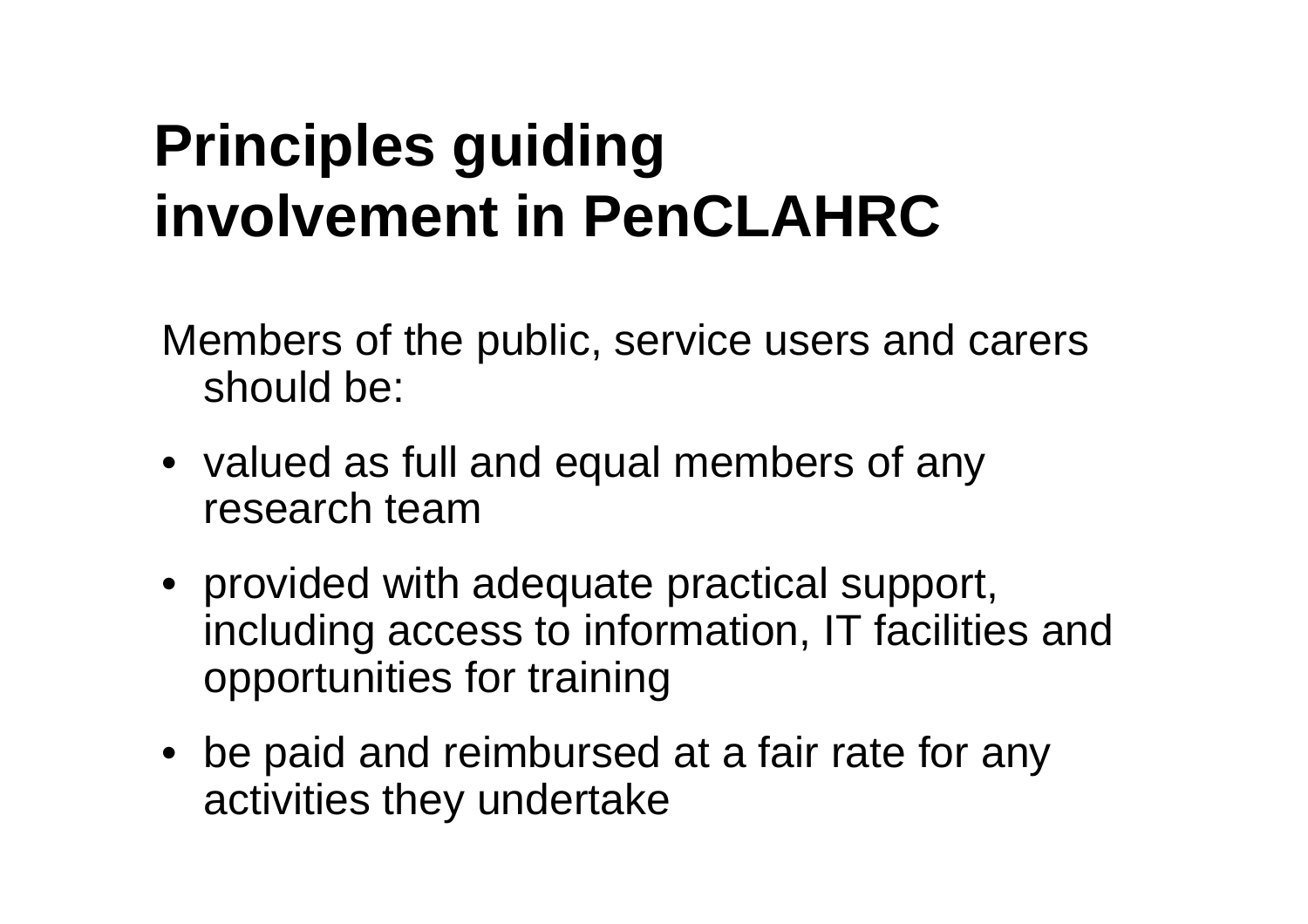# Principles guiding involvement in PenCLAHRC

Members of the public, service users and carers should be:

- valued as full and equal members of any research team
- provided with adequate practical support, including access to information, IT facilities and opportunities for training
- be paid and reimbursed at a fair rate for any activities they undertake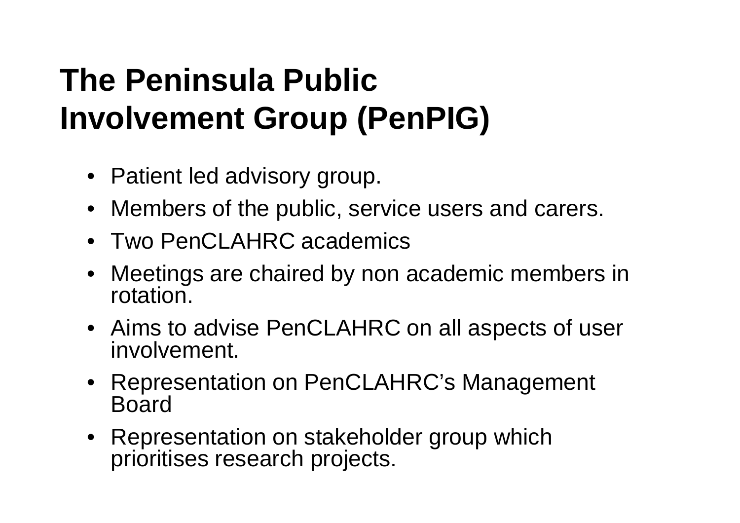# The Peninsula Public Involvement Group (PenPIG)

- Patient led advisory group.
- Members of the public, service users and carers.
- Two PenCLAHRC academics
- Meetings are chaired by non academic members in rotation.
- Aims to advise PenCLAHRC on all aspects of user involvement.
- Representation on PenCLAHRC's Management Board
- Representation on stakeholder group which prioritises research projects.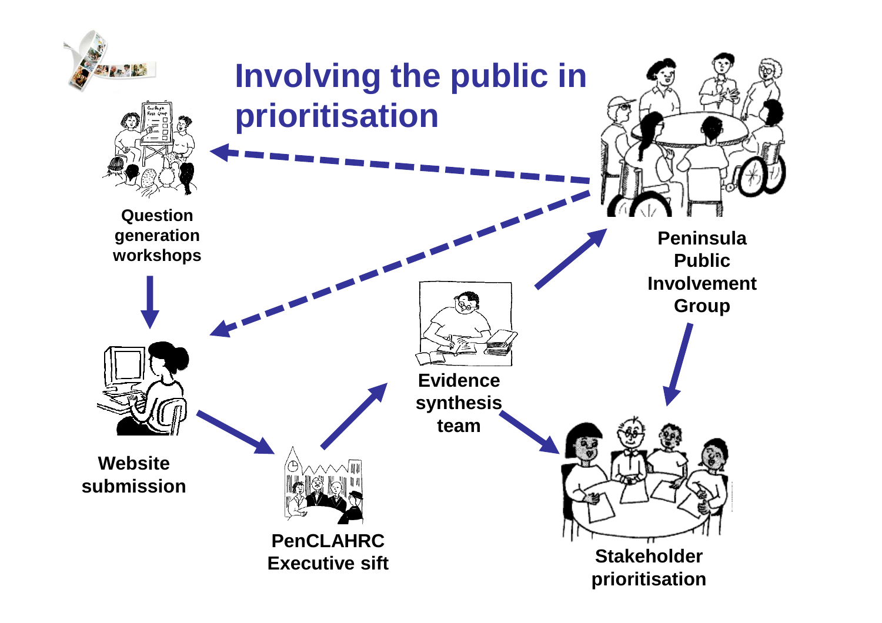# Involving the public in prioritisation

Question generation workshops

Website submission

PenCLAHRC Executive sift

Evidence synthesis team

Peninsula Public Involvement Group

Stakeholder prioritisation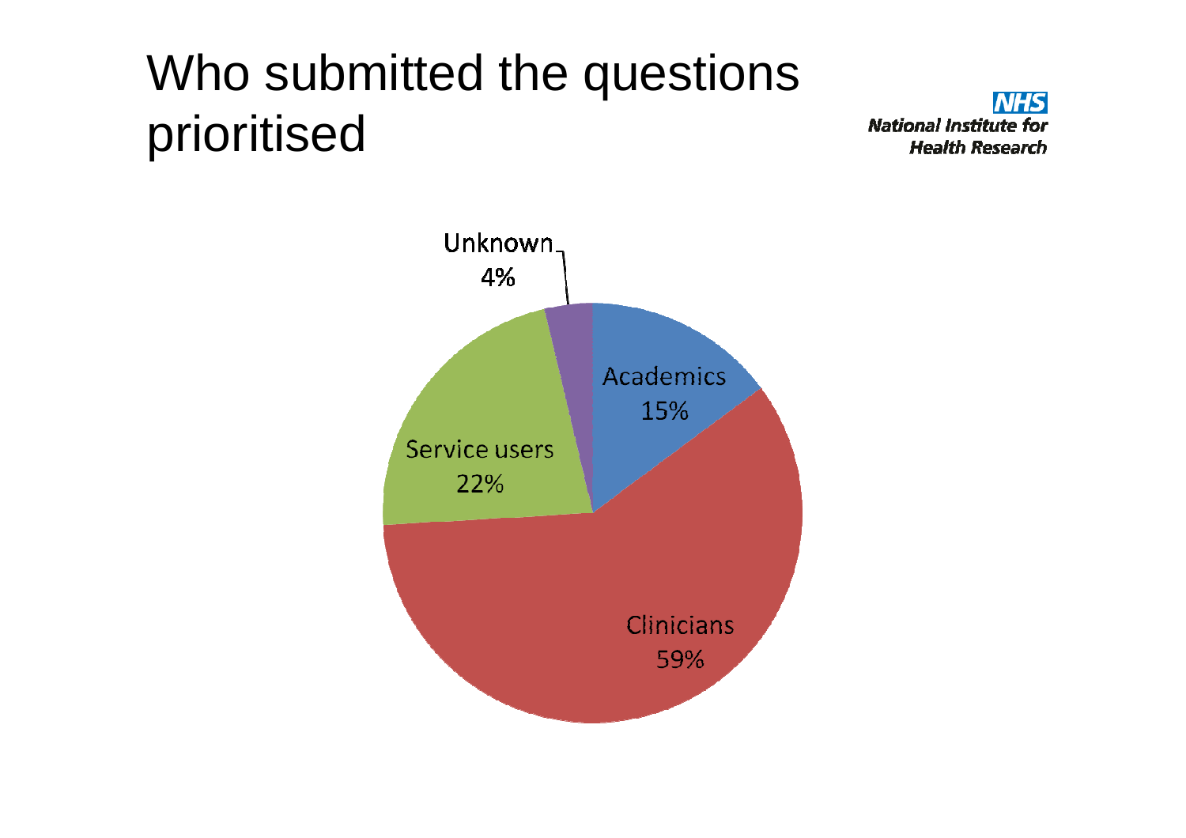# Who submitted the questions prioritised

NHS
National Institute for Health Research

Unknown 4%

Academics 15%

Service users 22%

Clinicians 59%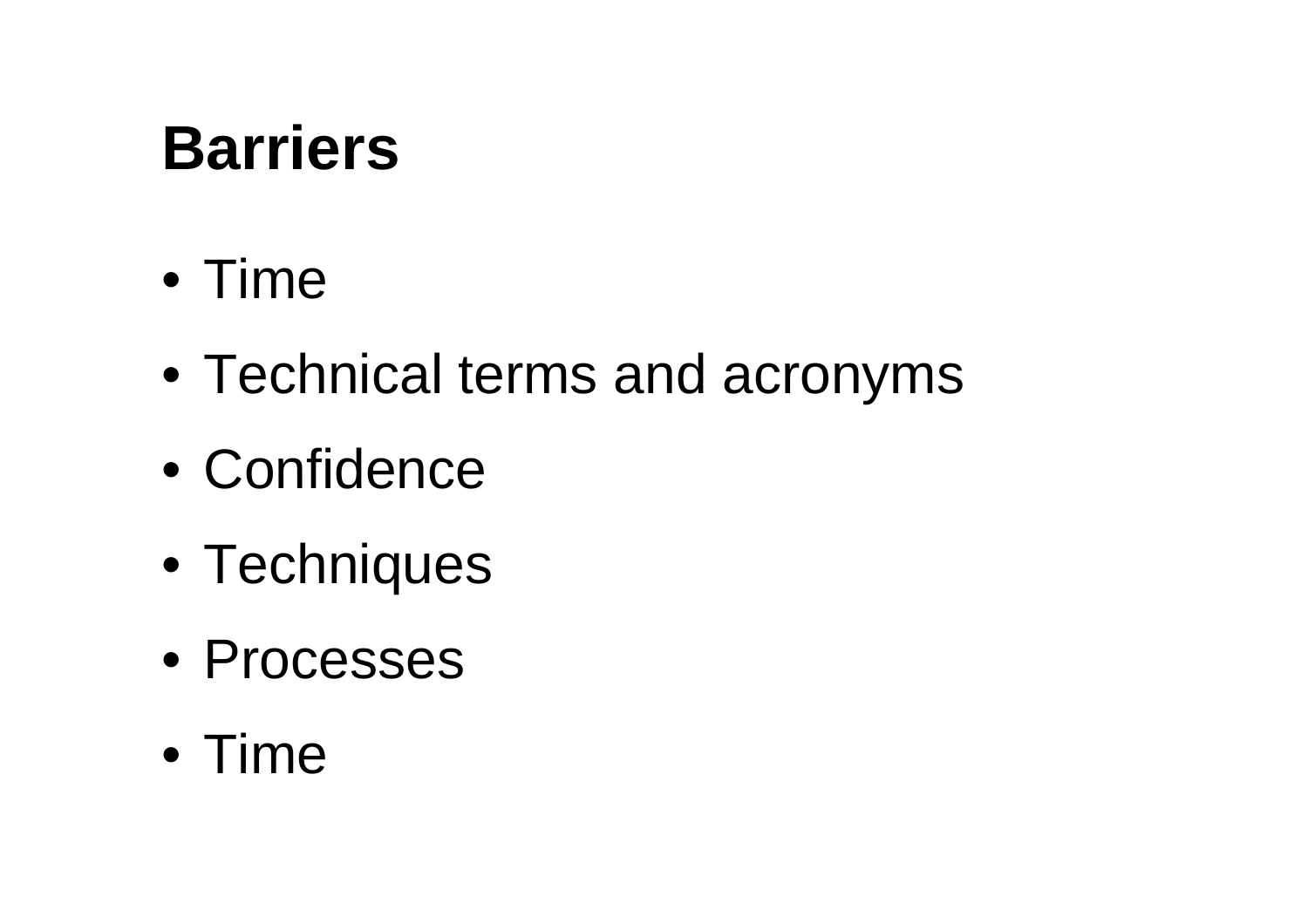# Barriers

- Time
- Technical terms and acronyms
- Confidence
- Techniques
- Processes
- Time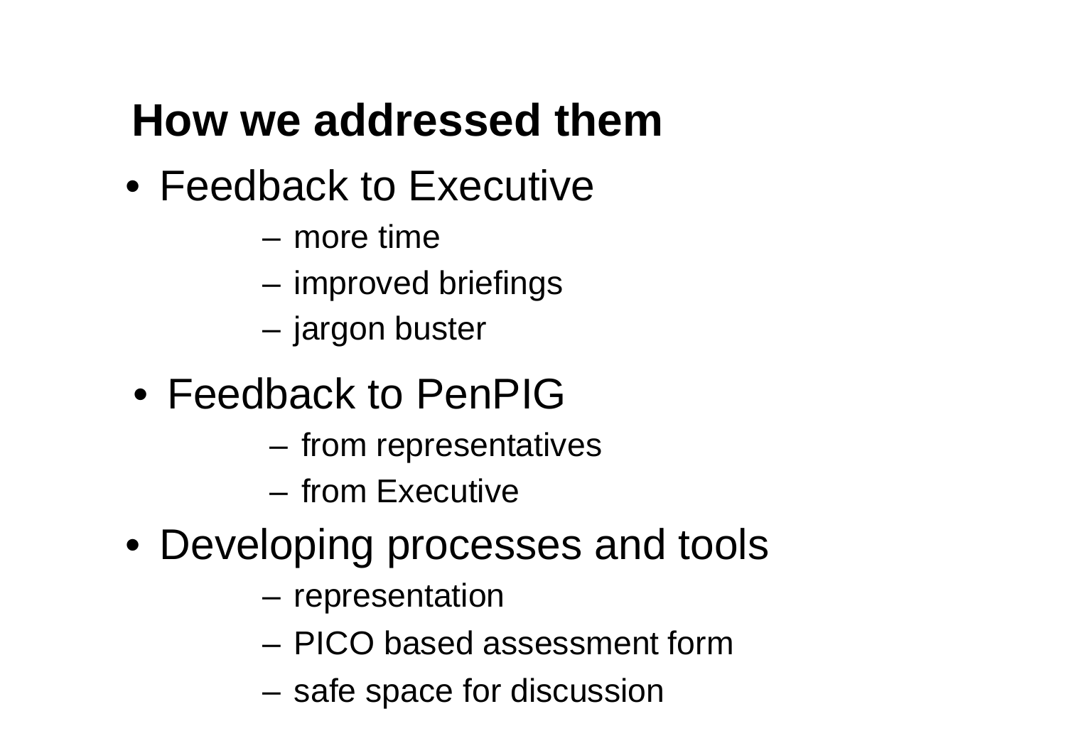## How we addressed them

- Feedback to Executive
  - more time
  - improved briefings
  - jargon buster
- Feedback to PenPIG
  - from representatives
  - from Executive
- Developing processes and tools
  - representation
  - PICO based assessment form
  - safe space for discussion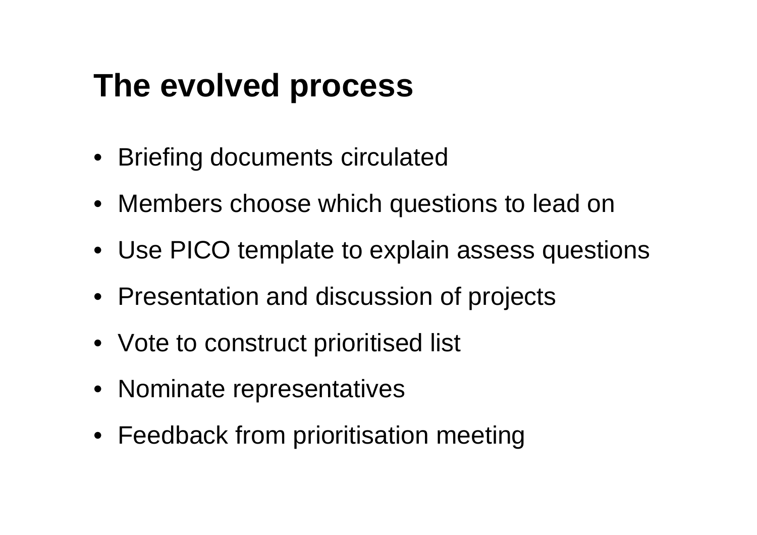# The evolved process

- Briefing documents circulated
- Members choose which questions to lead on
- Use PICO template to explain assess questions
- Presentation and discussion of projects
- Vote to construct prioritised list
- Nominate representatives
- Feedback from prioritisation meeting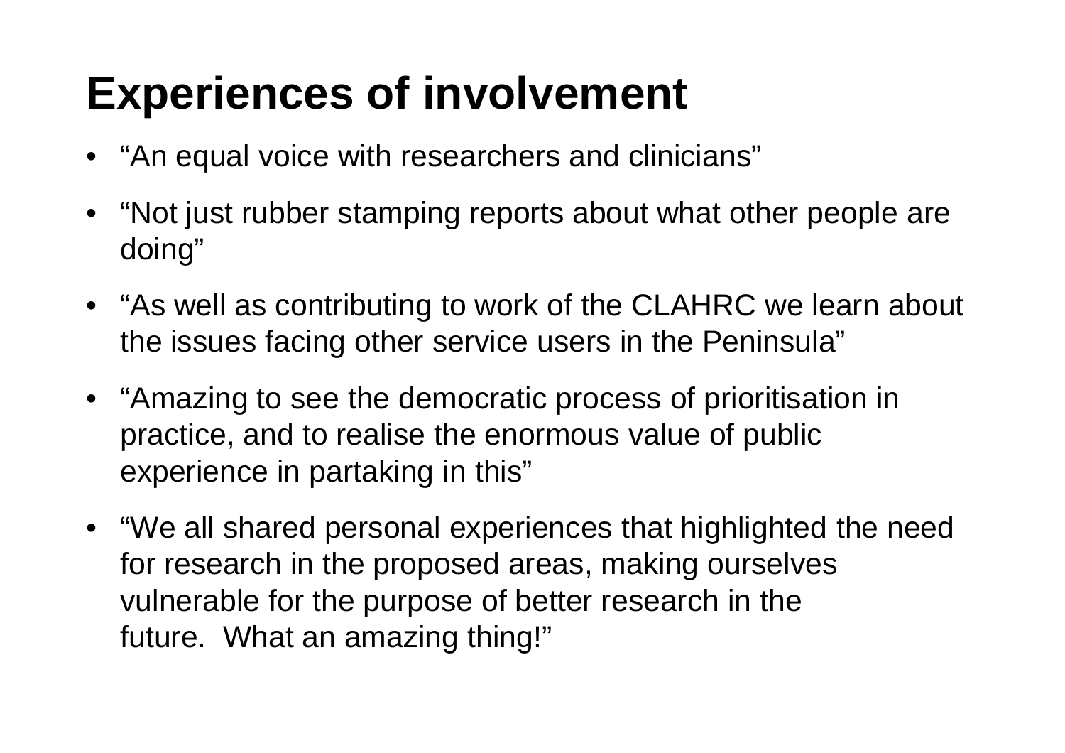# Experiences of involvement

- "An equal voice with researchers and clinicians"
- "Not just rubber stamping reports about what other people are doing"
- "As well as contributing to work of the CLAHRC we learn about the issues facing other service users in the Peninsula"
- "Amazing to see the democratic process of prioritisation in practice, and to realise the enormous value of public experience in partaking in this"
- "We all shared personal experiences that highlighted the need for research in the proposed areas, making ourselves vulnerable for the purpose of better research in the future. What an amazing thing!"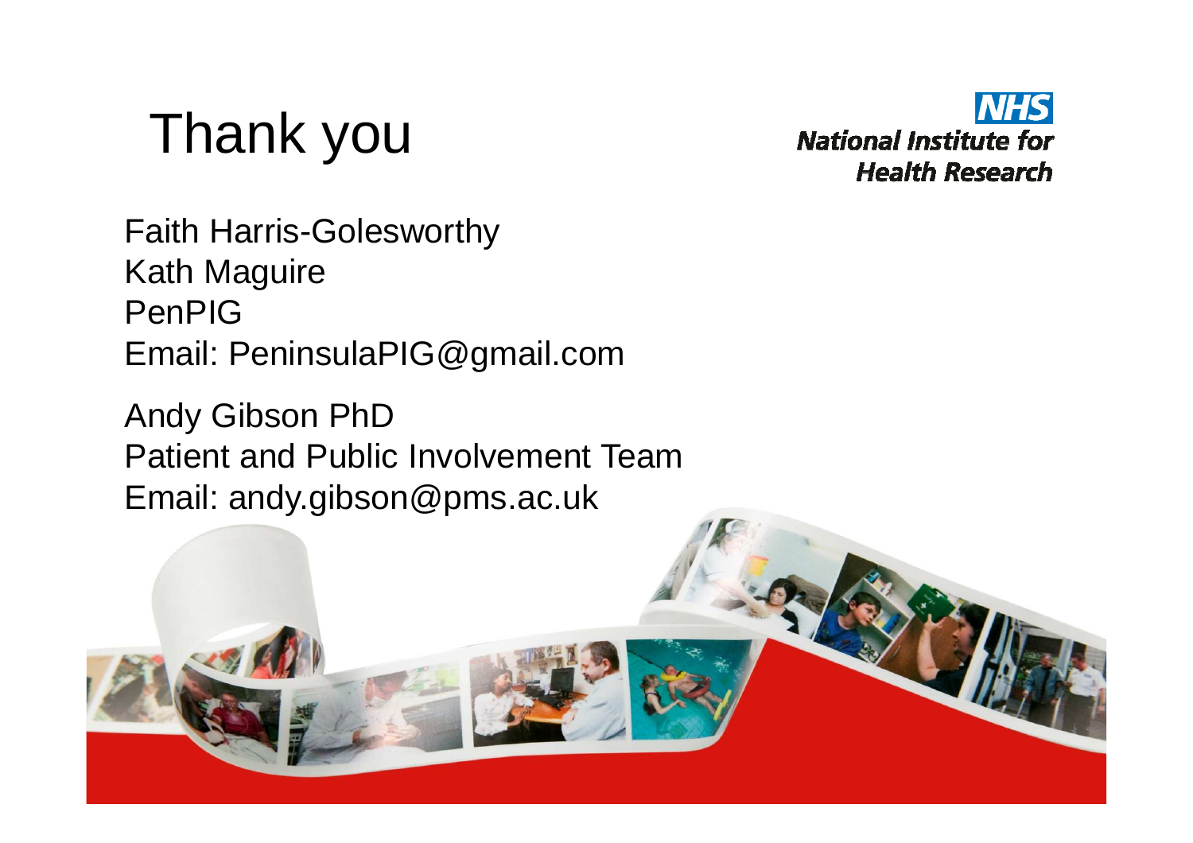# Thank you

NHS
National Institute for Health Research

Faith Harris-Golesworthy
Kath Maguire
PenPIG
Email: PeninsulaPIG@gmail.com

Andy Gibson PhD
Patient and Public Involvement Team
Email: andy.gibson@pms.ac.uk